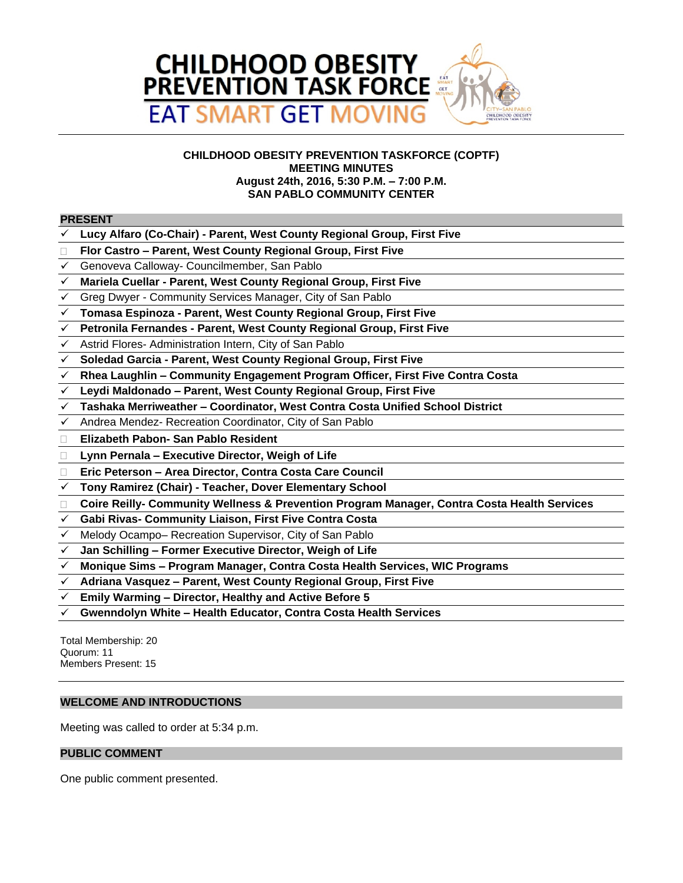# CHILDHOOD OBESITY PREVENTION TASK FORCE

EAT SMART GET MOVING

**CHILDHOOD OBESITY PREVENTION TASKFORCE (COPTF)**
**MEETING MINUTES**
**August 24th, 2016, 5:30 P.M. – 7:00 P.M.**
**SAN PABLO COMMUNITY CENTER**

## PRESENT

- ✓ **Lucy Alfaro (Co-Chair) - Parent, West County Regional Group, First Five**
- ☐ **Flor Castro – Parent, West County Regional Group, First Five**
- ✓ Genoveva Calloway- Councilmember, San Pablo
- ✓ **Mariela Cuellar - Parent, West County Regional Group, First Five**
- ✓ Greg Dwyer - Community Services Manager, City of San Pablo
- ✓ **Tomasa Espinoza - Parent, West County Regional Group, First Five**
- ✓ **Petronila Fernandes - Parent, West County Regional Group, First Five**
- ✓ Astrid Flores- Administration Intern, City of San Pablo
- ✓ **Soledad Garcia - Parent, West County Regional Group, First Five**
- ✓ **Rhea Laughlin – Community Engagement Program Officer, First Five Contra Costa**
- ✓ **Leydi Maldonado – Parent, West County Regional Group, First Five**
- ✓ **Tashaka Merriweather – Coordinator, West Contra Costa Unified School District**
- ✓ Andrea Mendez- Recreation Coordinator, City of San Pablo
- ☐ **Elizabeth Pabon- San Pablo Resident**
- ☐ **Lynn Pernala – Executive Director, Weigh of Life**
- ☐ **Eric Peterson – Area Director, Contra Costa Care Council**
- ✓ **Tony Ramirez (Chair) - Teacher, Dover Elementary School**
- ☐ **Coire Reilly- Community Wellness & Prevention Program Manager, Contra Costa Health Services**
- ✓ **Gabi Rivas- Community Liaison, First Five Contra Costa**
- ✓ Melody Ocampo– Recreation Supervisor, City of San Pablo
- ✓ **Jan Schilling – Former Executive Director, Weigh of Life**
- ✓ **Monique Sims – Program Manager, Contra Costa Health Services, WIC Programs**
- ✓ **Adriana Vasquez – Parent, West County Regional Group, First Five**
- ✓ **Emily Warming – Director, Healthy and Active Before 5**
- ✓ **Gwenndolyn White – Health Educator, Contra Costa Health Services**

Total Membership: 20
Quorum: 11
Members Present: 15

## WELCOME AND INTRODUCTIONS

Meeting was called to order at 5:34 p.m.

## PUBLIC COMMENT

One public comment presented.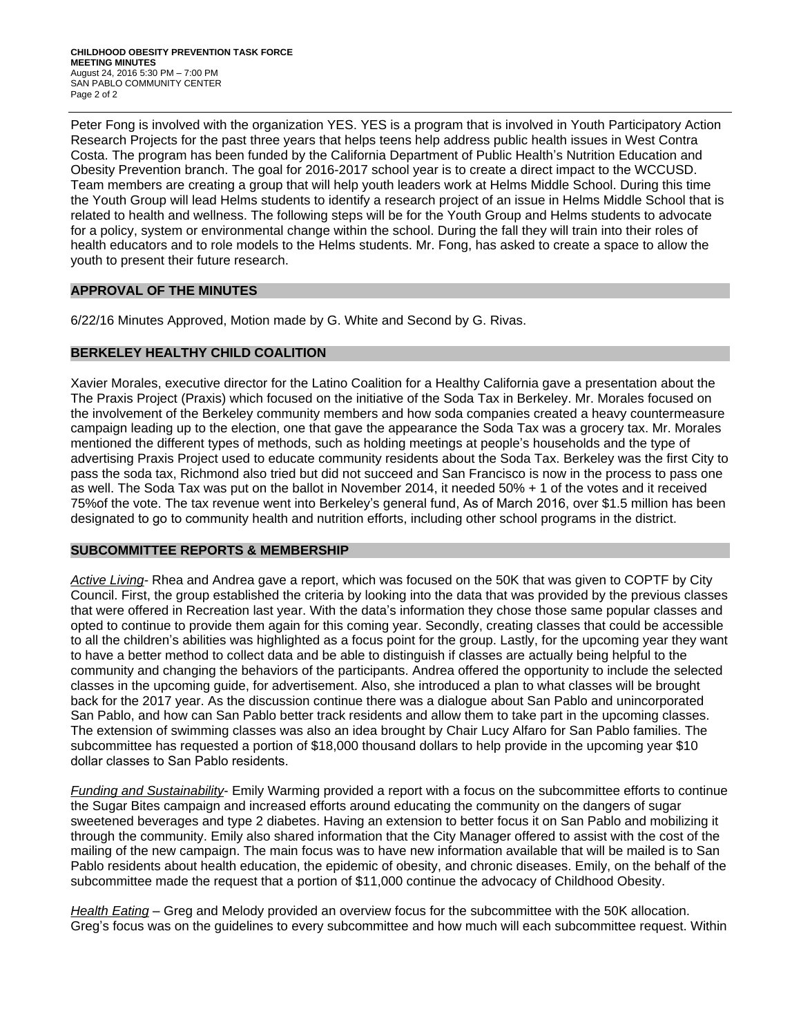Peter Fong is involved with the organization YES. YES is a program that is involved in Youth Participatory Action Research Projects for the past three years that helps teens help address public health issues in West Contra Costa. The program has been funded by the California Department of Public Health's Nutrition Education and Obesity Prevention branch. The goal for 2016-2017 school year is to create a direct impact to the WCCUSD. Team members are creating a group that will help youth leaders work at Helms Middle School. During this time the Youth Group will lead Helms students to identify a research project of an issue in Helms Middle School that is related to health and wellness. The following steps will be for the Youth Group and Helms students to advocate for a policy, system or environmental change within the school. During the fall they will train into their roles of health educators and to role models to the Helms students. Mr. Fong, has asked to create a space to allow the youth to present their future research.

## APPROVAL OF THE MINUTES

6/22/16 Minutes Approved, Motion made by G. White and Second by G. Rivas.

## BERKELEY HEALTHY CHILD COALITION

Xavier Morales, executive director for the Latino Coalition for a Healthy California gave a presentation about the The Praxis Project (Praxis) which focused on the initiative of the Soda Tax in Berkeley. Mr. Morales focused on the involvement of the Berkeley community members and how soda companies created a heavy countermeasure campaign leading up to the election, one that gave the appearance the Soda Tax was a grocery tax. Mr. Morales mentioned the different types of methods, such as holding meetings at people's households and the type of advertising Praxis Project used to educate community residents about the Soda Tax. Berkeley was the first City to pass the soda tax, Richmond also tried but did not succeed and San Francisco is now in the process to pass one as well. The Soda Tax was put on the ballot in November 2014, it needed 50% + 1 of the votes and it received 75%of the vote. The tax revenue went into Berkeley's general fund, As of March 2016, over $1.5 million has been designated to go to community health and nutrition efforts, including other school programs in the district.

## SUBCOMMITTEE REPORTS & MEMBERSHIP

*Active Living*- Rhea and Andrea gave a report, which was focused on the 50K that was given to COPTF by City Council. First, the group established the criteria by looking into the data that was provided by the previous classes that were offered in Recreation last year. With the data's information they chose those same popular classes and opted to continue to provide them again for this coming year. Secondly, creating classes that could be accessible to all the children's abilities was highlighted as a focus point for the group. Lastly, for the upcoming year they want to have a better method to collect data and be able to distinguish if classes are actually being helpful to the community and changing the behaviors of the participants. Andrea offered the opportunity to include the selected classes in the upcoming guide, for advertisement. Also, she introduced a plan to what classes will be brought back for the 2017 year. As the discussion continue there was a dialogue about San Pablo and unincorporated San Pablo, and how can San Pablo better track residents and allow them to take part in the upcoming classes. The extension of swimming classes was also an idea brought by Chair Lucy Alfaro for San Pablo families. The subcommittee has requested a portion of $18,000 thousand dollars to help provide in the upcoming year $10 dollar classes to San Pablo residents.

*Funding and Sustainability*- Emily Warming provided a report with a focus on the subcommittee efforts to continue the Sugar Bites campaign and increased efforts around educating the community on the dangers of sugar sweetened beverages and type 2 diabetes. Having an extension to better focus it on San Pablo and mobilizing it through the community. Emily also shared information that the City Manager offered to assist with the cost of the mailing of the new campaign. The main focus was to have new information available that will be mailed is to San Pablo residents about health education, the epidemic of obesity, and chronic diseases. Emily, on the behalf of the subcommittee made the request that a portion of $11,000 continue the advocacy of Childhood Obesity.

*Health Eating* – Greg and Melody provided an overview focus for the subcommittee with the 50K allocation. Greg's focus was on the guidelines to every subcommittee and how much will each subcommittee request. Within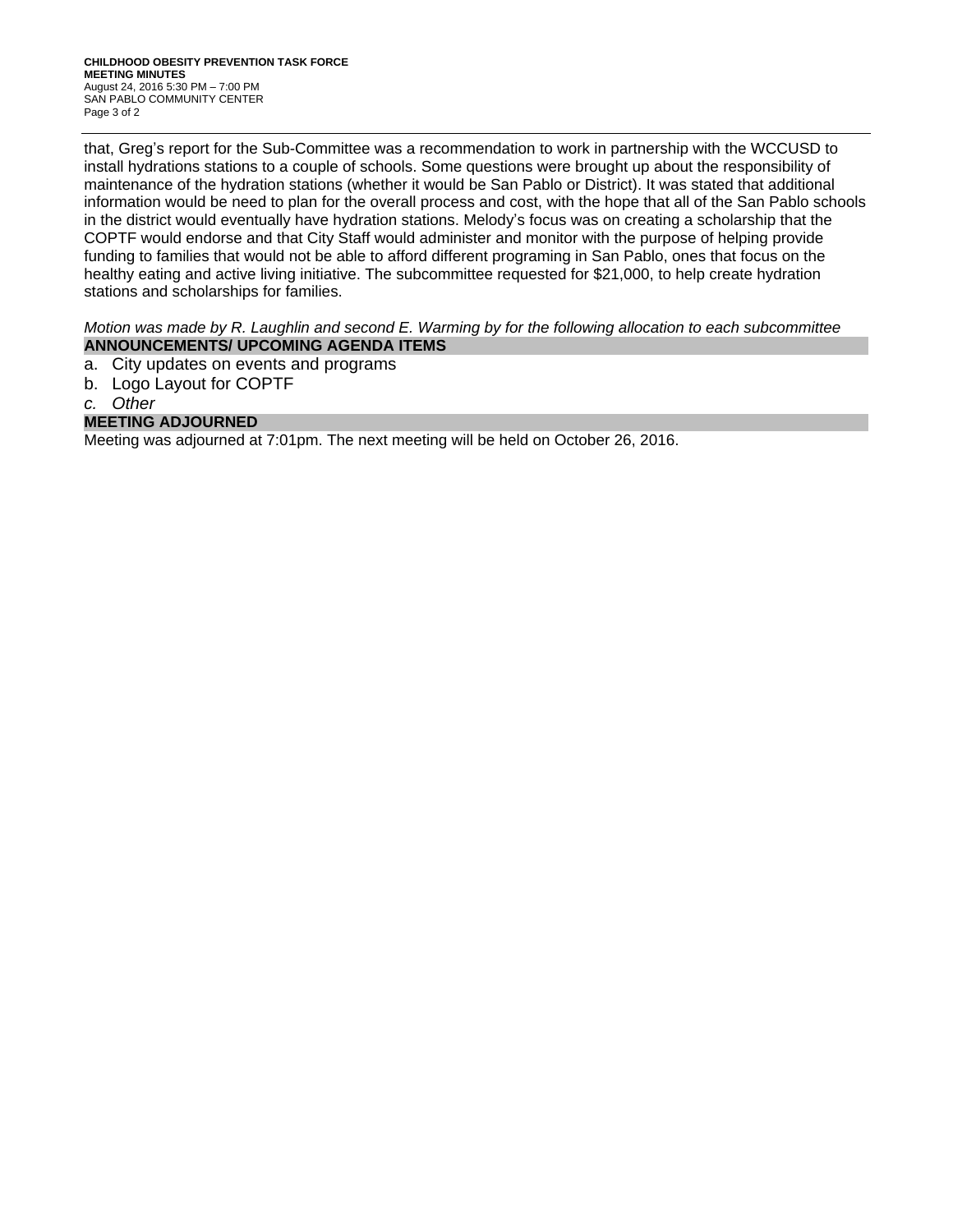that, Greg's report for the Sub-Committee was a recommendation to work in partnership with the WCCUSD to install hydrations stations to a couple of schools. Some questions were brought up about the responsibility of maintenance of the hydration stations (whether it would be San Pablo or District). It was stated that additional information would be need to plan for the overall process and cost, with the hope that all of the San Pablo schools in the district would eventually have hydration stations. Melody's focus was on creating a scholarship that the COPTF would endorse and that City Staff would administer and monitor with the purpose of helping provide funding to families that would not be able to afford different programing in San Pablo, ones that focus on the healthy eating and active living initiative. The subcommittee requested for $21,000, to help create hydration stations and scholarships for families.

*Motion was made by R. Laughlin and second E. Warming by for the following allocation to each subcommittee*

**ANNOUNCEMENTS/ UPCOMING AGENDA ITEMS**

a. City updates on events and programs
b. Logo Layout for COPTF
*c. Other*

**MEETING ADJOURNED**

Meeting was adjourned at 7:01pm. The next meeting will be held on October 26, 2016.